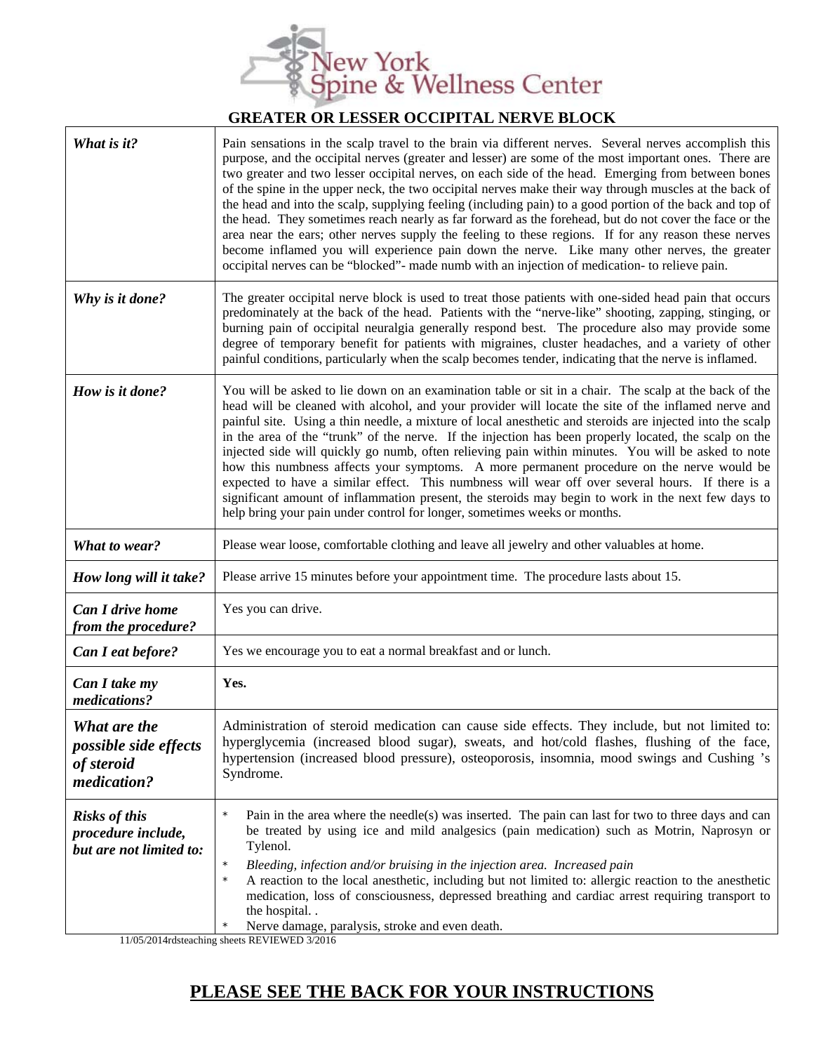New York Spine & Wellness Center

## GREATER OR LESSER OCCIPITAL NERVE BLOCK

| | |
|---|---|
| ***What is it?*** | Pain sensations in the scalp travel to the brain via different nerves. Several nerves accomplish this purpose, and the occipital nerves (greater and lesser) are some of the most important ones. There are two greater and two lesser occipital nerves, on each side of the head. Emerging from between bones of the spine in the upper neck, the two occipital nerves make their way through muscles at the back of the head and into the scalp, supplying feeling (including pain) to a good portion of the back and top of the head. They sometimes reach nearly as far forward as the forehead, but do not cover the face or the area near the ears; other nerves supply the feeling to these regions. If for any reason these nerves become inflamed you will experience pain down the nerve. Like many other nerves, the greater occipital nerves can be "blocked"- made numb with an injection of medication- to relieve pain. |
| ***Why is it done?*** | The greater occipital nerve block is used to treat those patients with one-sided head pain that occurs predominately at the back of the head. Patients with the "nerve-like" shooting, zapping, stinging, or burning pain of occipital neuralgia generally respond best. The procedure also may provide some degree of temporary benefit for patients with migraines, cluster headaches, and a variety of other painful conditions, particularly when the scalp becomes tender, indicating that the nerve is inflamed. |
| ***How is it done?*** | You will be asked to lie down on an examination table or sit in a chair. The scalp at the back of the head will be cleaned with alcohol, and your provider will locate the site of the inflamed nerve and painful site. Using a thin needle, a mixture of local anesthetic and steroids are injected into the scalp in the area of the "trunk" of the nerve. If the injection has been properly located, the scalp on the injected side will quickly go numb, often relieving pain within minutes. You will be asked to note how this numbness affects your symptoms. A more permanent procedure on the nerve would be expected to have a similar effect. This numbness will wear off over several hours. If there is a significant amount of inflammation present, the steroids may begin to work in the next few days to help bring your pain under control for longer, sometimes weeks or months. |
| ***What to wear?*** | Please wear loose, comfortable clothing and leave all jewelry and other valuables at home. |
| ***How long will it take?*** | Please arrive 15 minutes before your appointment time. The procedure lasts about 15. |
| ***Can I drive home from the procedure?*** | Yes you can drive. |
| ***Can I eat before?*** | Yes we encourage you to eat a normal breakfast and or lunch. |
| ***Can I take my medications?*** | **Yes.** |
| ***What are the possible side effects of steroid medication?*** | Administration of steroid medication can cause side effects. They include, but not limited to: hyperglycemia (increased blood sugar), sweats, and hot/cold flashes, flushing of the face, hypertension (increased blood pressure), osteoporosis, insomnia, mood swings and Cushing 's Syndrome. |
| ***Risks of this procedure include, but are not limited to:*** | * Pain in the area where the needle(s) was inserted. The pain can last for two to three days and can be treated by using ice and mild analgesics (pain medication) such as Motrin, Naprosyn or Tylenol.<br>* *Bleeding, infection and/or bruising in the injection area. Increased pain*<br>* A reaction to the local anesthetic, including but not limited to: allergic reaction to the anesthetic medication, loss of consciousness, depressed breathing and cardiac arrest requiring transport to the hospital. .<br>* Nerve damage, paralysis, stroke and even death. |

11/05/2014rdsteaching sheets REVIEWED 3/2016

## PLEASE SEE THE BACK FOR YOUR INSTRUCTIONS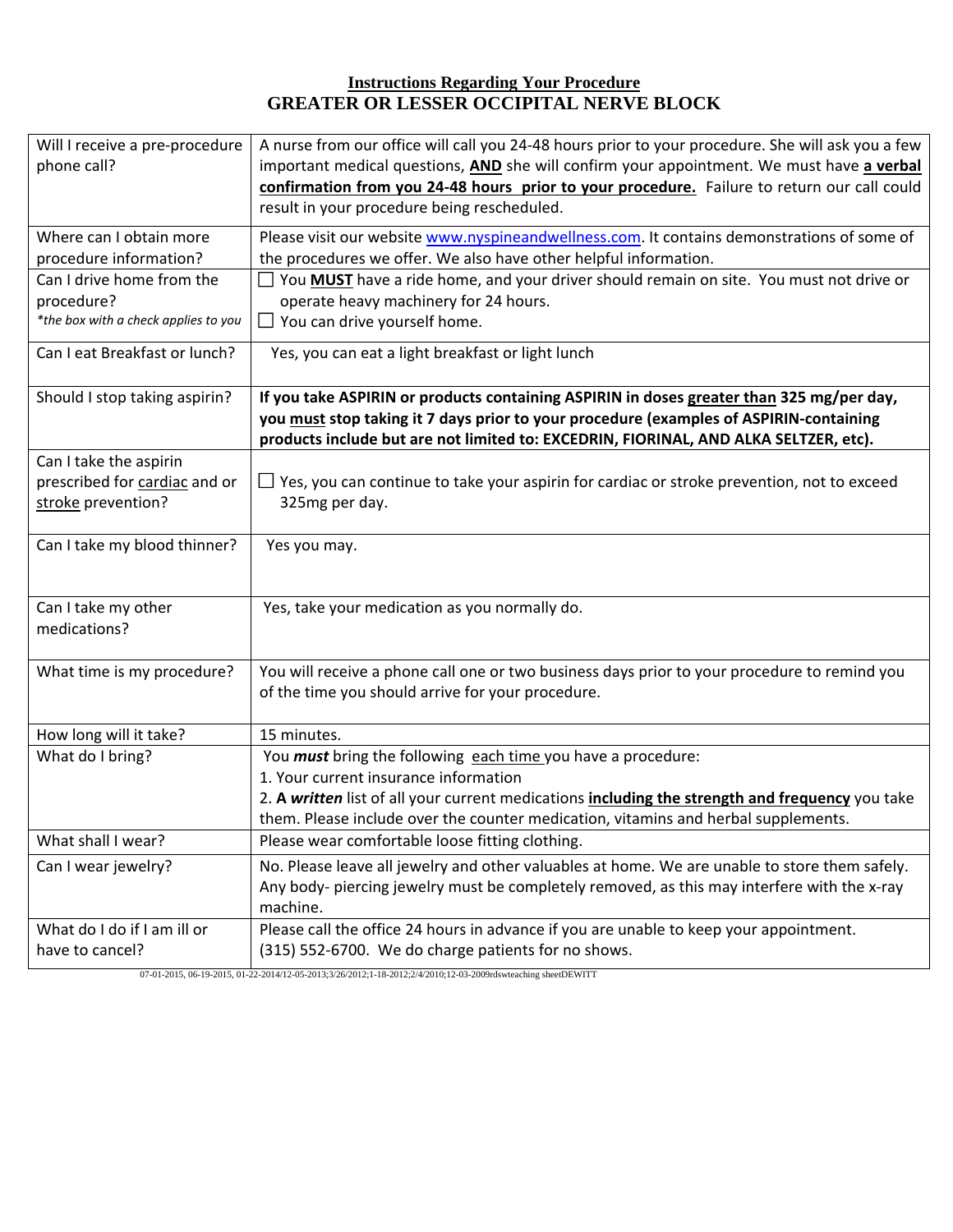**Instructions Regarding Your Procedure**

# GREATER OR LESSER OCCIPITAL NERVE BLOCK

| | |
|---|---|
| Will I receive a pre-procedure phone call? | A nurse from our office will call you 24-48 hours prior to your procedure. She will ask you a few important medical questions, **AND** she will confirm your appointment. We must have **a verbal confirmation from you 24-48 hours prior to your procedure.** Failure to return our call could result in your procedure being rescheduled. |
| Where can I obtain more procedure information? | Please visit our website www.nyspineandwellness.com. It contains demonstrations of some of the procedures we offer. We also have other helpful information. |
| Can I drive home from the procedure? *\*the box with a check applies to you* | ☐ You **MUST** have a ride home, and your driver should remain on site. You must not drive or operate heavy machinery for 24 hours.<br>☐ You can drive yourself home. |
| Can I eat Breakfast or lunch? | Yes, you can eat a light breakfast or light lunch |
| Should I stop taking aspirin? | **If you take ASPIRIN or products containing ASPIRIN in doses greater than 325 mg/per day, you must stop taking it 7 days prior to your procedure (examples of ASPIRIN-containing products include but are not limited to: EXCEDRIN, FIORINAL, AND ALKA SELTZER, etc).** |
| Can I take the aspirin prescribed for cardiac and or stroke prevention? | ☐ Yes, you can continue to take your aspirin for cardiac or stroke prevention, not to exceed 325mg per day. |
| Can I take my blood thinner? | Yes you may. |
| Can I take my other medications? | Yes, take your medication as you normally do. |
| What time is my procedure? | You will receive a phone call one or two business days prior to your procedure to remind you of the time you should arrive for your procedure. |
| How long will it take? | 15 minutes. |
| What do I bring? | You ***must*** bring the following each time you have a procedure:<br>1. Your current insurance information<br>2. **A *written*** list of all your current medications **including the strength and frequency** you take them. Please include over the counter medication, vitamins and herbal supplements. |
| What shall I wear? | Please wear comfortable loose fitting clothing. |
| Can I wear jewelry? | No. Please leave all jewelry and other valuables at home. We are unable to store them safely. Any body- piercing jewelry must be completely removed, as this may interfere with the x-ray machine. |
| What do I do if I am ill or have to cancel? | Please call the office 24 hours in advance if you are unable to keep your appointment. (315) 552-6700. We do charge patients for no shows. |

07-01-2015, 06-19-2015, 01-22-2014/12-05-2013;3/26/2012;1-18-2012;2/4/2010;12-03-2009rdswteaching sheetDEWITT